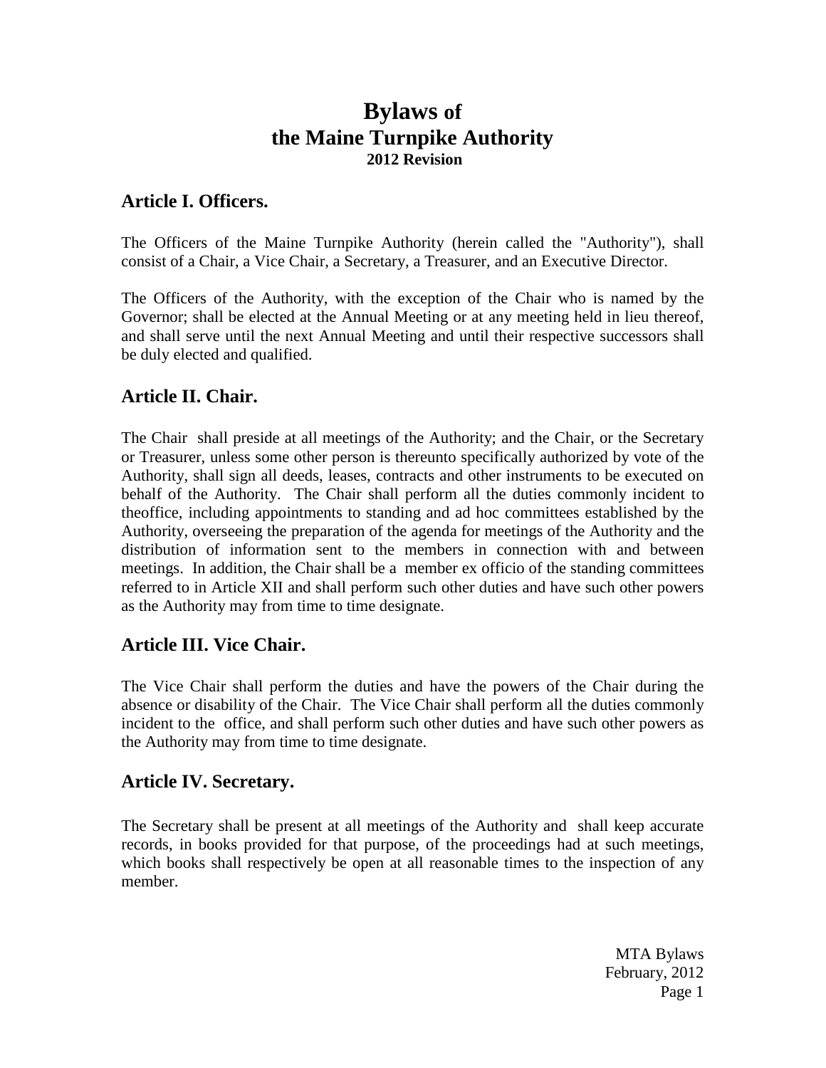# Bylaws of the Maine Turnpike Authority

**2012 Revision**

## Article I. Officers.

The Officers of the Maine Turnpike Authority (herein called the "Authority"), shall consist of a Chair, a Vice Chair, a Secretary, a Treasurer, and an Executive Director.

The Officers of the Authority, with the exception of the Chair who is named by the Governor; shall be elected at the Annual Meeting or at any meeting held in lieu thereof, and shall serve until the next Annual Meeting and until their respective successors shall be duly elected and qualified.

## Article II. Chair.

The Chair shall preside at all meetings of the Authority; and the Chair, or the Secretary or Treasurer, unless some other person is thereunto specifically authorized by vote of the Authority, shall sign all deeds, leases, contracts and other instruments to be executed on behalf of the Authority. The Chair shall perform all the duties commonly incident to theoffice, including appointments to standing and ad hoc committees established by the Authority, overseeing the preparation of the agenda for meetings of the Authority and the distribution of information sent to the members in connection with and between meetings. In addition, the Chair shall be a member ex officio of the standing committees referred to in Article XII and shall perform such other duties and have such other powers as the Authority may from time to time designate.

## Article III. Vice Chair.

The Vice Chair shall perform the duties and have the powers of the Chair during the absence or disability of the Chair. The Vice Chair shall perform all the duties commonly incident to the office, and shall perform such other duties and have such other powers as the Authority may from time to time designate.

## Article IV. Secretary.

The Secretary shall be present at all meetings of the Authority and shall keep accurate records, in books provided for that purpose, of the proceedings had at such meetings, which books shall respectively be open at all reasonable times to the inspection of any member.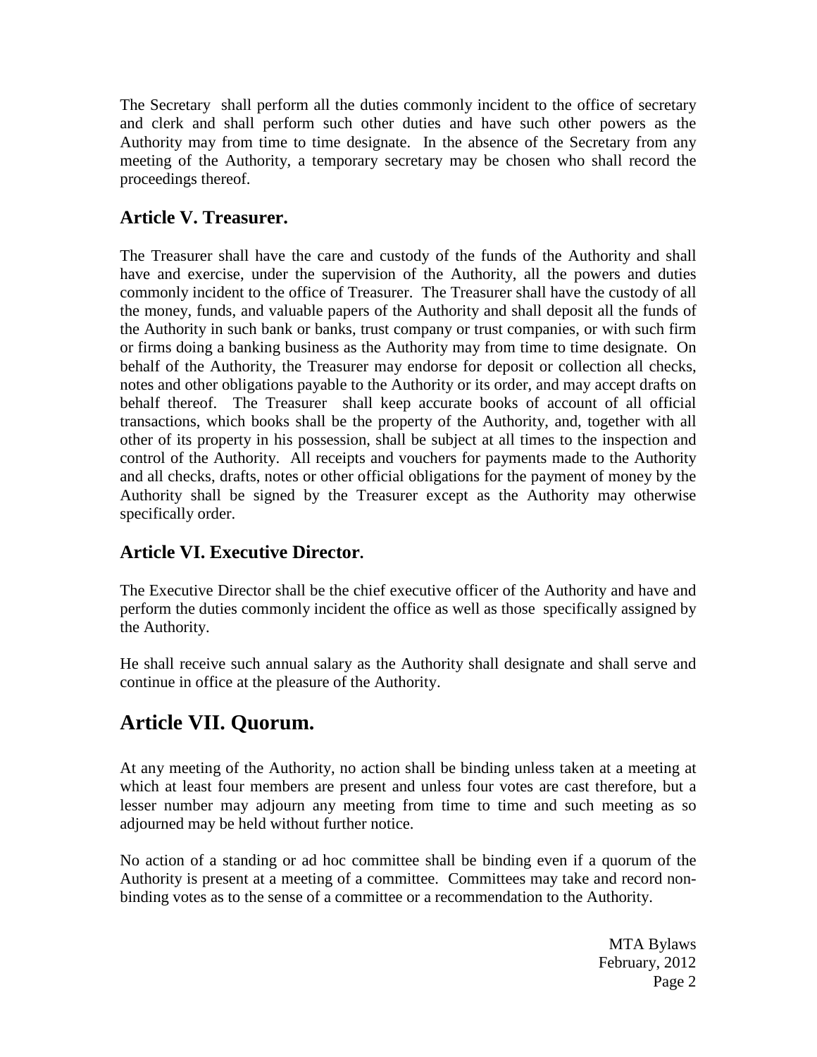The Secretary shall perform all the duties commonly incident to the office of secretary and clerk and shall perform such other duties and have such other powers as the Authority may from time to time designate. In the absence of the Secretary from any meeting of the Authority, a temporary secretary may be chosen who shall record the proceedings thereof.

## Article V. Treasurer.

The Treasurer shall have the care and custody of the funds of the Authority and shall have and exercise, under the supervision of the Authority, all the powers and duties commonly incident to the office of Treasurer. The Treasurer shall have the custody of all the money, funds, and valuable papers of the Authority and shall deposit all the funds of the Authority in such bank or banks, trust company or trust companies, or with such firm or firms doing a banking business as the Authority may from time to time designate. On behalf of the Authority, the Treasurer may endorse for deposit or collection all checks, notes and other obligations payable to the Authority or its order, and may accept drafts on behalf thereof. The Treasurer shall keep accurate books of account of all official transactions, which books shall be the property of the Authority, and, together with all other of its property in his possession, shall be subject at all times to the inspection and control of the Authority. All receipts and vouchers for payments made to the Authority and all checks, drafts, notes or other official obligations for the payment of money by the Authority shall be signed by the Treasurer except as the Authority may otherwise specifically order.

## Article VI. Executive Director.

The Executive Director shall be the chief executive officer of the Authority and have and perform the duties commonly incident the office as well as those specifically assigned by the Authority.

He shall receive such annual salary as the Authority shall designate and shall serve and continue in office at the pleasure of the Authority.

# Article VII. Quorum.

At any meeting of the Authority, no action shall be binding unless taken at a meeting at which at least four members are present and unless four votes are cast therefore, but a lesser number may adjourn any meeting from time to time and such meeting as so adjourned may be held without further notice.

No action of a standing or ad hoc committee shall be binding even if a quorum of the Authority is present at a meeting of a committee. Committees may take and record non-binding votes as to the sense of a committee or a recommendation to the Authority.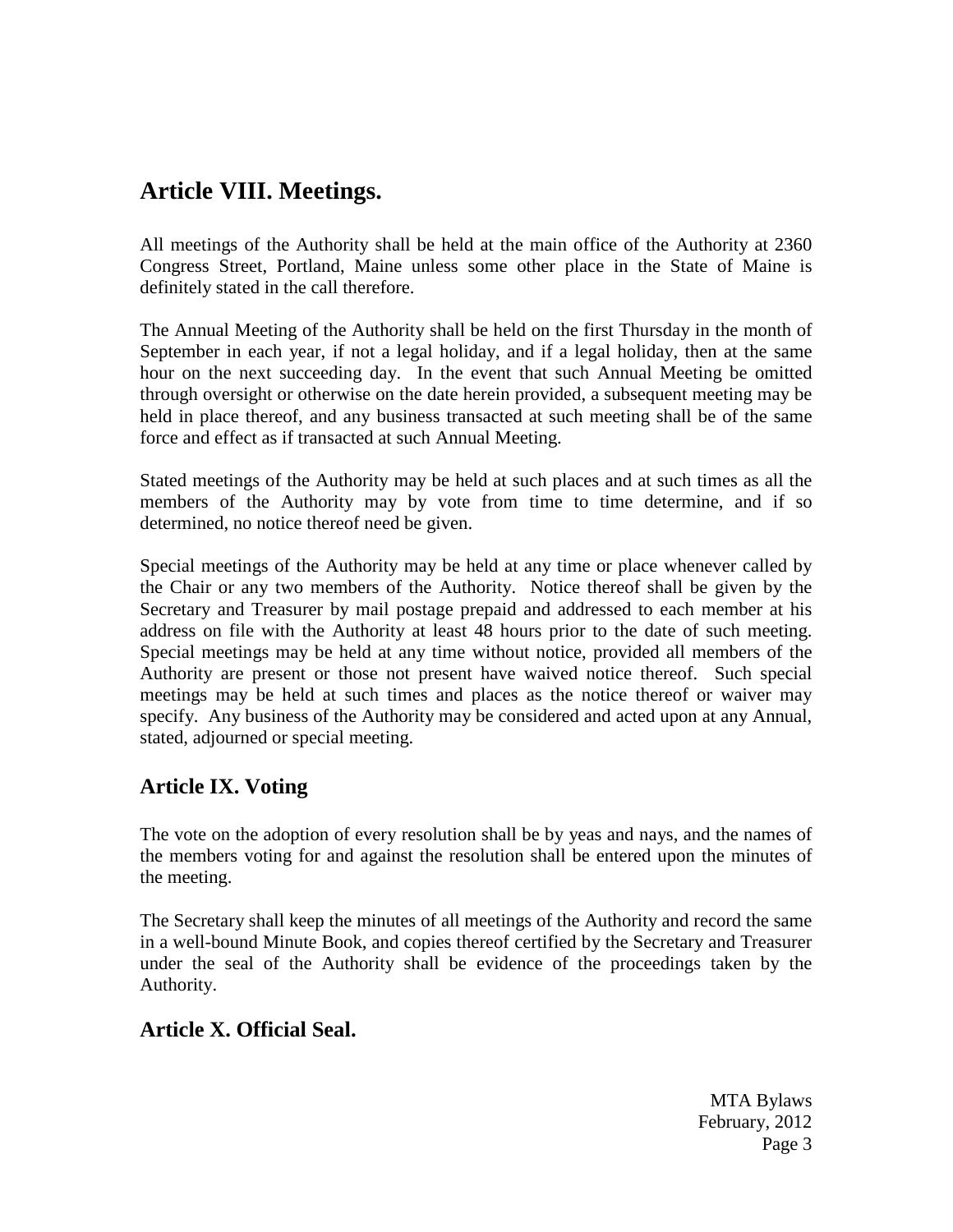## Article VIII. Meetings.

All meetings of the Authority shall be held at the main office of the Authority at 2360 Congress Street, Portland, Maine unless some other place in the State of Maine is definitely stated in the call therefore.

The Annual Meeting of the Authority shall be held on the first Thursday in the month of September in each year, if not a legal holiday, and if a legal holiday, then at the same hour on the next succeeding day. In the event that such Annual Meeting be omitted through oversight or otherwise on the date herein provided, a subsequent meeting may be held in place thereof, and any business transacted at such meeting shall be of the same force and effect as if transacted at such Annual Meeting.

Stated meetings of the Authority may be held at such places and at such times as all the members of the Authority may by vote from time to time determine, and if so determined, no notice thereof need be given.

Special meetings of the Authority may be held at any time or place whenever called by the Chair or any two members of the Authority. Notice thereof shall be given by the Secretary and Treasurer by mail postage prepaid and addressed to each member at his address on file with the Authority at least 48 hours prior to the date of such meeting. Special meetings may be held at any time without notice, provided all members of the Authority are present or those not present have waived notice thereof. Such special meetings may be held at such times and places as the notice thereof or waiver may specify. Any business of the Authority may be considered and acted upon at any Annual, stated, adjourned or special meeting.

## Article IX. Voting

The vote on the adoption of every resolution shall be by yeas and nays, and the names of the members voting for and against the resolution shall be entered upon the minutes of the meeting.

The Secretary shall keep the minutes of all meetings of the Authority and record the same in a well-bound Minute Book, and copies thereof certified by the Secretary and Treasurer under the seal of the Authority shall be evidence of the proceedings taken by the Authority.

## Article X. Official Seal.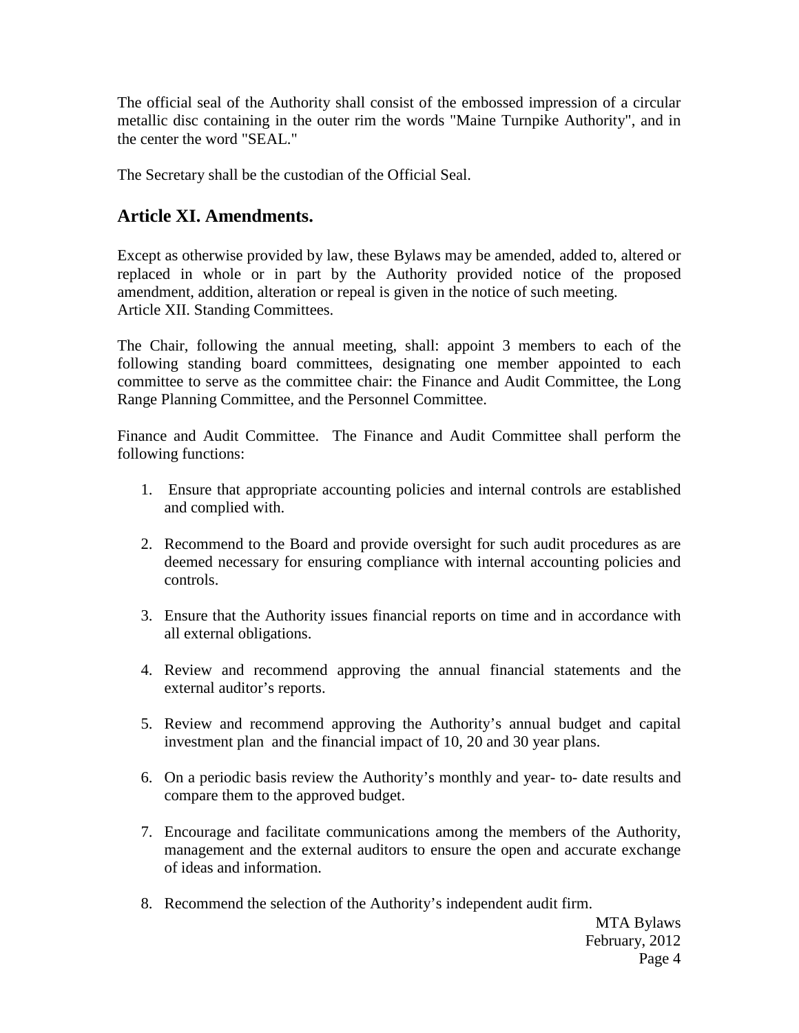The official seal of the Authority shall consist of the embossed impression of a circular metallic disc containing in the outer rim the words "Maine Turnpike Authority", and in the center the word "SEAL."

The Secretary shall be the custodian of the Official Seal.

## Article XI. Amendments.

Except as otherwise provided by law, these Bylaws may be amended, added to, altered or replaced in whole or in part by the Authority provided notice of the proposed amendment, addition, alteration or repeal is given in the notice of such meeting.
Article XII. Standing Committees.

The Chair, following the annual meeting, shall: appoint 3 members to each of the following standing board committees, designating one member appointed to each committee to serve as the committee chair: the Finance and Audit Committee, the Long Range Planning Committee, and the Personnel Committee.

Finance and Audit Committee. The Finance and Audit Committee shall perform the following functions:

1. Ensure that appropriate accounting policies and internal controls are established and complied with.

2. Recommend to the Board and provide oversight for such audit procedures as are deemed necessary for ensuring compliance with internal accounting policies and controls.

3. Ensure that the Authority issues financial reports on time and in accordance with all external obligations.

4. Review and recommend approving the annual financial statements and the external auditor's reports.

5. Review and recommend approving the Authority's annual budget and capital investment plan and the financial impact of 10, 20 and 30 year plans.

6. On a periodic basis review the Authority's monthly and year- to- date results and compare them to the approved budget.

7. Encourage and facilitate communications among the members of the Authority, management and the external auditors to ensure the open and accurate exchange of ideas and information.

8. Recommend the selection of the Authority's independent audit firm.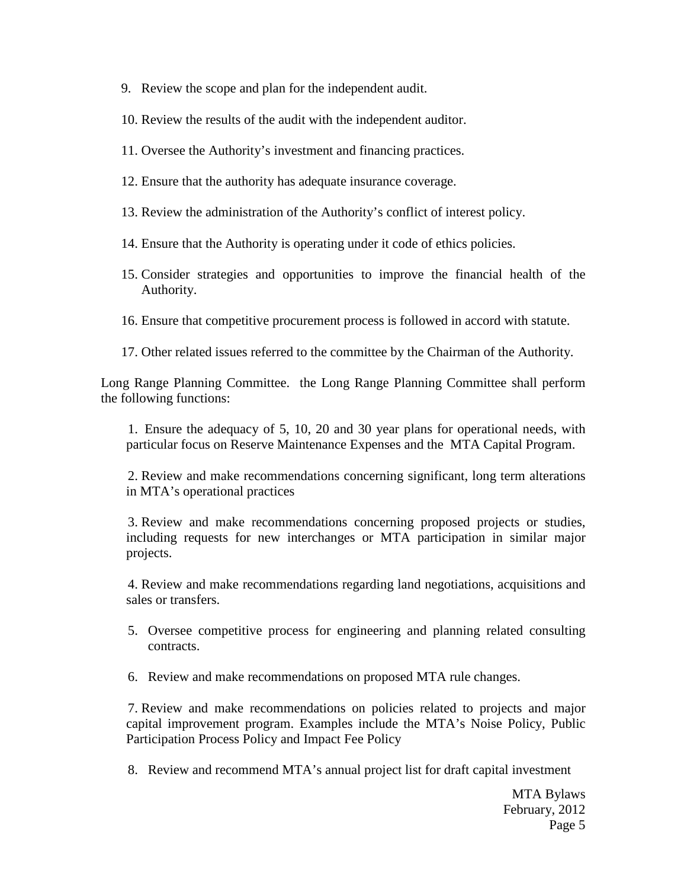9. Review the scope and plan for the independent audit.

10. Review the results of the audit with the independent auditor.

11. Oversee the Authority's investment and financing practices.

12. Ensure that the authority has adequate insurance coverage.

13. Review the administration of the Authority's conflict of interest policy.

14. Ensure that the Authority is operating under it code of ethics policies.

15. Consider strategies and opportunities to improve the financial health of the Authority.

16. Ensure that competitive procurement process is followed in accord with statute.

17. Other related issues referred to the committee by the Chairman of the Authority.

Long Range Planning Committee. the Long Range Planning Committee shall perform the following functions:

1. Ensure the adequacy of 5, 10, 20 and 30 year plans for operational needs, with particular focus on Reserve Maintenance Expenses and the MTA Capital Program.

2. Review and make recommendations concerning significant, long term alterations in MTA's operational practices

3. Review and make recommendations concerning proposed projects or studies, including requests for new interchanges or MTA participation in similar major projects.

4. Review and make recommendations regarding land negotiations, acquisitions and sales or transfers.

5. Oversee competitive process for engineering and planning related consulting contracts.

6. Review and make recommendations on proposed MTA rule changes.

7. Review and make recommendations on policies related to projects and major capital improvement program. Examples include the MTA's Noise Policy, Public Participation Process Policy and Impact Fee Policy

8. Review and recommend MTA's annual project list for draft capital investment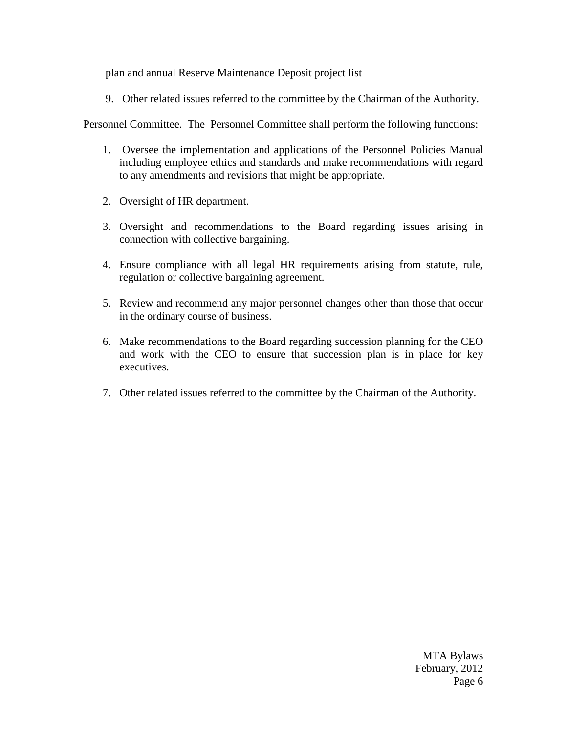plan and annual Reserve Maintenance Deposit project list

9. Other related issues referred to the committee by the Chairman of the Authority.

Personnel Committee. The Personnel Committee shall perform the following functions:

1. Oversee the implementation and applications of the Personnel Policies Manual including employee ethics and standards and make recommendations with regard to any amendments and revisions that might be appropriate.

2. Oversight of HR department.

3. Oversight and recommendations to the Board regarding issues arising in connection with collective bargaining.

4. Ensure compliance with all legal HR requirements arising from statute, rule, regulation or collective bargaining agreement.

5. Review and recommend any major personnel changes other than those that occur in the ordinary course of business.

6. Make recommendations to the Board regarding succession planning for the CEO and work with the CEO to ensure that succession plan is in place for key executives.

7. Other related issues referred to the committee by the Chairman of the Authority.